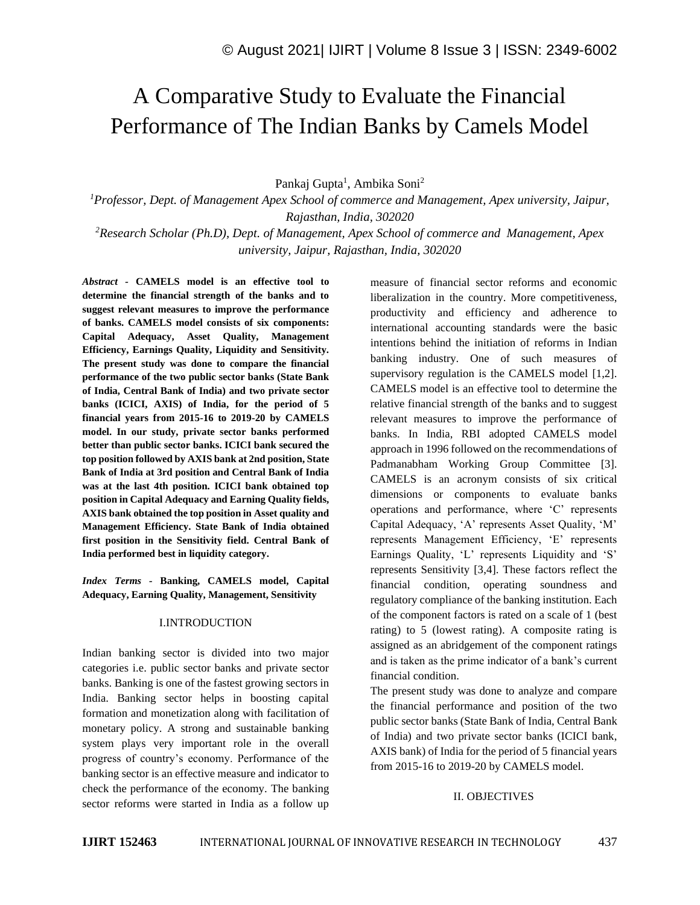# A Comparative Study to Evaluate the Financial Performance of The Indian Banks by Camels Model

Pankaj Gupta[1], Ambika Soni[2]

[1]*Professor, Dept. of Management Apex School of commerce and Management, Apex university, Jaipur, Rajasthan, India, 302020*

[2]*Research Scholar (Ph.D), Dept. of Management, Apex School of commerce and Management, Apex university, Jaipur, Rajasthan, India, 302020*

***Abstract* - CAMELS model is an effective tool to determine the financial strength of the banks and to suggest relevant measures to improve the performance of banks. CAMELS model consists of six components: Capital Adequacy, Asset Quality, Management Efficiency, Earnings Quality, Liquidity and Sensitivity. The present study was done to compare the financial performance of the two public sector banks (State Bank of India, Central Bank of India) and two private sector banks (ICICI, AXIS) of India, for the period of 5 financial years from 2015-16 to 2019-20 by CAMELS model. In our study, private sector banks performed better than public sector banks. ICICI bank secured the top position followed by AXIS bank at 2nd position, State Bank of India at 3rd position and Central Bank of India was at the last 4th position. ICICI bank obtained top position in Capital Adequacy and Earning Quality fields, AXIS bank obtained the top position in Asset quality and Management Efficiency. State Bank of India obtained first position in the Sensitivity field. Central Bank of India performed best in liquidity category.**

***Index Terms* - Banking, CAMELS model, Capital Adequacy, Earning Quality, Management, Sensitivity**

## I. INTRODUCTION

Indian banking sector is divided into two major categories i.e. public sector banks and private sector banks. Banking is one of the fastest growing sectors in India. Banking sector helps in boosting capital formation and monetization along with facilitation of monetary policy. A strong and sustainable banking system plays very important role in the overall progress of country's economy. Performance of the banking sector is an effective measure and indicator to check the performance of the economy. The banking sector reforms were started in India as a follow up measure of financial sector reforms and economic liberalization in the country. More competitiveness, productivity and efficiency and adherence to international accounting standards were the basic intentions behind the initiation of reforms in Indian banking industry. One of such measures of supervisory regulation is the CAMELS model [1,2]. CAMELS model is an effective tool to determine the relative financial strength of the banks and to suggest relevant measures to improve the performance of banks. In India, RBI adopted CAMELS model approach in 1996 followed on the recommendations of Padmanabham Working Group Committee [3]. CAMELS is an acronym consists of six critical dimensions or components to evaluate banks operations and performance, where 'C' represents Capital Adequacy, 'A' represents Asset Quality, 'M' represents Management Efficiency, 'E' represents Earnings Quality, 'L' represents Liquidity and 'S' represents Sensitivity [3,4]. These factors reflect the financial condition, operating soundness and regulatory compliance of the banking institution. Each of the component factors is rated on a scale of 1 (best rating) to 5 (lowest rating). A composite rating is assigned as an abridgement of the component ratings and is taken as the prime indicator of a bank's current financial condition.

The present study was done to analyze and compare the financial performance and position of the two public sector banks (State Bank of India, Central Bank of India) and two private sector banks (ICICI bank, AXIS bank) of India for the period of 5 financial years from 2015-16 to 2019-20 by CAMELS model.

## II. OBJECTIVES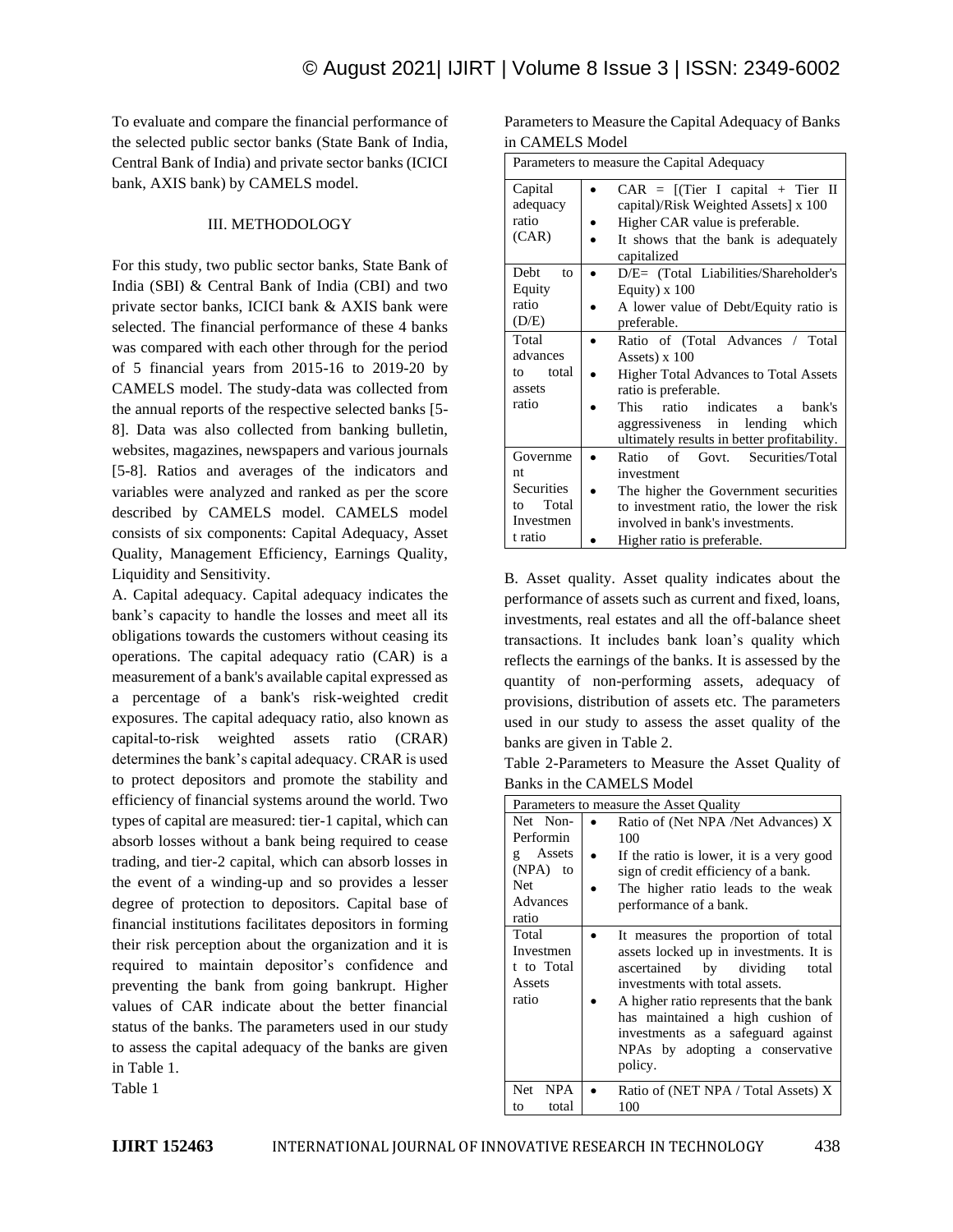To evaluate and compare the financial performance of the selected public sector banks (State Bank of India, Central Bank of India) and private sector banks (ICICI bank, AXIS bank) by CAMELS model.

## III. METHODOLOGY

For this study, two public sector banks, State Bank of India (SBI) & Central Bank of India (CBI) and two private sector banks, ICICI bank & AXIS bank were selected. The financial performance of these 4 banks was compared with each other through for the period of 5 financial years from 2015-16 to 2019-20 by CAMELS model. The study-data was collected from the annual reports of the respective selected banks [5-8]. Data was also collected from banking bulletin, websites, magazines, newspapers and various journals [5-8]. Ratios and averages of the indicators and variables were analyzed and ranked as per the score described by CAMELS model. CAMELS model consists of six components: Capital Adequacy, Asset Quality, Management Efficiency, Earnings Quality, Liquidity and Sensitivity.

A. Capital adequacy. Capital adequacy indicates the bank's capacity to handle the losses and meet all its obligations towards the customers without ceasing its operations. The capital adequacy ratio (CAR) is a measurement of a bank's available capital expressed as a percentage of a bank's risk-weighted credit exposures. The capital adequacy ratio, also known as capital-to-risk weighted assets ratio (CRAR) determines the bank's capital adequacy. CRAR is used to protect depositors and promote the stability and efficiency of financial systems around the world. Two types of capital are measured: tier-1 capital, which can absorb losses without a bank being required to cease trading, and tier-2 capital, which can absorb losses in the event of a winding-up and so provides a lesser degree of protection to depositors. Capital base of financial institutions facilitates depositors in forming their risk perception about the organization and it is required to maintain depositor's confidence and preventing the bank from going bankrupt. Higher values of CAR indicate about the better financial status of the banks. The parameters used in our study to assess the capital adequacy of the banks are given in Table 1.

Table 1

Parameters to Measure the Capital Adequacy of Banks in CAMELS Model

| Parameters to measure the Capital Adequacy | |
|---|---|
| Capital adequacy ratio (CAR) | • CAR = [(Tier I capital + Tier II capital)/Risk Weighted Assets] x 100<br>• Higher CAR value is preferable.<br>• It shows that the bank is adequately capitalized |
| Debt to Equity ratio (D/E) | • D/E= (Total Liabilities/Shareholder's Equity) x 100<br>• A lower value of Debt/Equity ratio is preferable. |
| Total advances to total assets ratio | • Ratio of (Total Advances / Total Assets) x 100<br>• Higher Total Advances to Total Assets ratio is preferable.<br>• This ratio indicates a bank's aggressiveness in lending which ultimately results in better profitability. |
| Government Securities to Total Investment ratio | • Ratio of Govt. Securities/Total investment<br>• The higher the Government securities to investment ratio, the lower the risk involved in bank's investments.<br>• Higher ratio is preferable. |

B. Asset quality. Asset quality indicates about the performance of assets such as current and fixed, loans, investments, real estates and all the off-balance sheet transactions. It includes bank loan's quality which reflects the earnings of the banks. It is assessed by the quantity of non-performing assets, adequacy of provisions, distribution of assets etc. The parameters used in our study to assess the asset quality of the banks are given in Table 2.

Table 2-Parameters to Measure the Asset Quality of Banks in the CAMELS Model

| Parameters to measure the Asset Quality | |
|---|---|
| Net Non-Performing Assets (NPA) to Net Advances ratio | • Ratio of (Net NPA /Net Advances) X 100<br>• If the ratio is lower, it is a very good sign of credit efficiency of a bank.<br>• The higher ratio leads to the weak performance of a bank. |
| Total Investment to Total Assets ratio | • It measures the proportion of total assets locked up in investments. It is ascertained by dividing total investments with total assets.<br>• A higher ratio represents that the bank has maintained a high cushion of investments as a safeguard against NPAs by adopting a conservative policy. |
| Net NPA to total | • Ratio of (NET NPA / Total Assets) X 100 |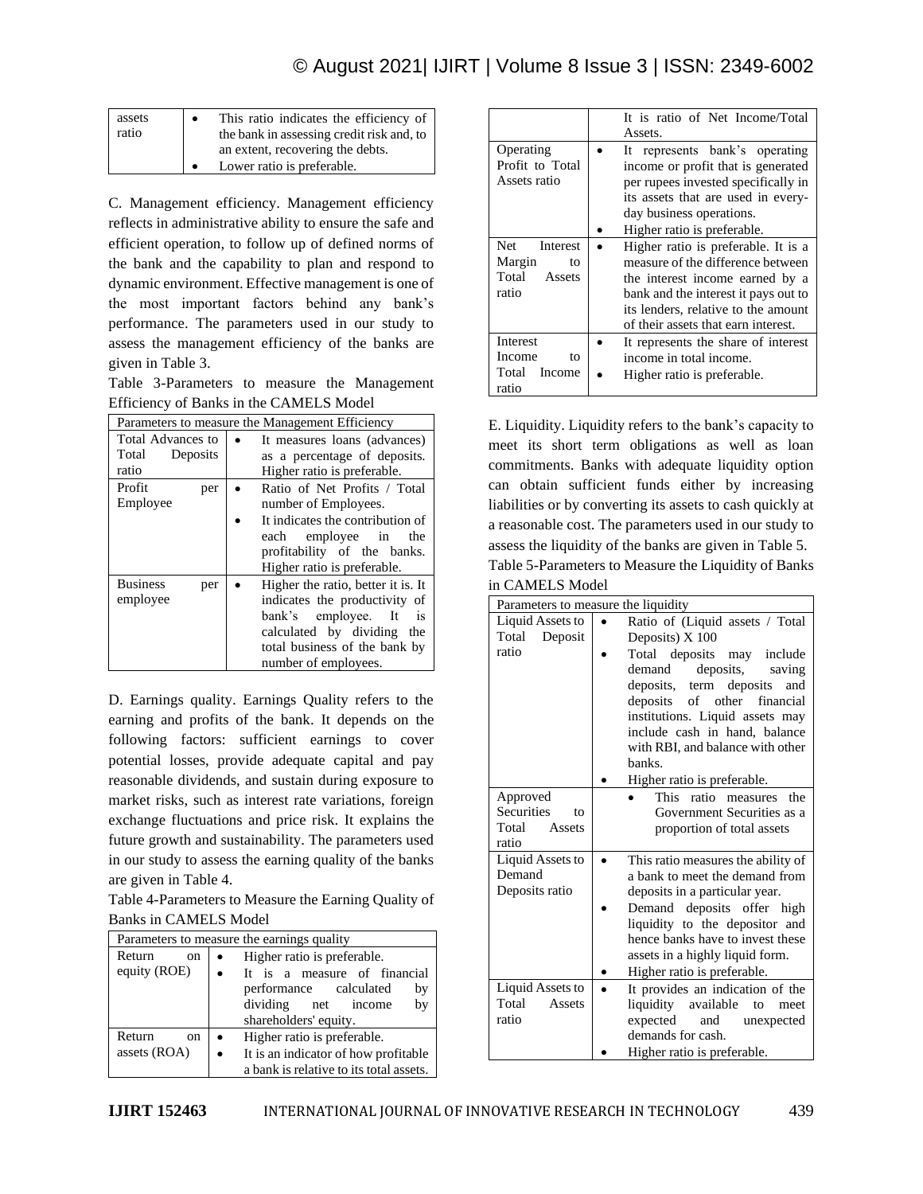| assets ratio | • This ratio indicates the efficiency of the bank in assessing credit risk and, to an extent, recovering the debts. • Lower ratio is preferable. |
|---|---|

C. Management efficiency. Management efficiency reflects in administrative ability to ensure the safe and efficient operation, to follow up of defined norms of the bank and the capability to plan and respond to dynamic environment. Effective management is one of the most important factors behind any bank's performance. The parameters used in our study to assess the management efficiency of the banks are given in Table 3.

Table 3-Parameters to measure the Management Efficiency of Banks in the CAMELS Model

| Parameters to measure the Management Efficiency | |
|---|---|
| Total Advances to Total Deposits ratio | • It measures loans (advances) as a percentage of deposits. Higher ratio is preferable. |
| Profit per Employee | • Ratio of Net Profits / Total number of Employees. • It indicates the contribution of each employee in the profitability of the banks. Higher ratio is preferable. |
| Business per employee | • Higher the ratio, better it is. It indicates the productivity of bank's employee. It is calculated by dividing the total business of the bank by number of employees. |

D. Earnings quality. Earnings Quality refers to the earning and profits of the bank. It depends on the following factors: sufficient earnings to cover potential losses, provide adequate capital and pay reasonable dividends, and sustain during exposure to market risks, such as interest rate variations, foreign exchange fluctuations and price risk. It explains the future growth and sustainability. The parameters used in our study to assess the earning quality of the banks are given in Table 4.

Table 4-Parameters to Measure the Earning Quality of Banks in CAMELS Model

| Parameters to measure the earnings quality | |
|---|---|
| Return on equity (ROE) | • Higher ratio is preferable. • It is a measure of financial performance calculated by dividing net income by shareholders' equity. |
| Return on assets (ROA) | • Higher ratio is preferable. • It is an indicator of how profitable a bank is relative to its total assets. It is ratio of Net Income/Total Assets. |
| Operating Profit to Total Assets ratio | • It represents bank's operating income or profit that is generated per rupees invested specifically in its assets that are used in every-day business operations. • Higher ratio is preferable. |
| Net Interest Margin to Total Assets ratio | • Higher ratio is preferable. It is a measure of the difference between the interest income earned by a bank and the interest it pays out to its lenders, relative to the amount of their assets that earn interest. |
| Interest Income to Total Income ratio | • It represents the share of interest income in total income. • Higher ratio is preferable. |

E. Liquidity. Liquidity refers to the bank's capacity to meet its short term obligations as well as loan commitments. Banks with adequate liquidity option can obtain sufficient funds either by increasing liabilities or by converting its assets to cash quickly at a reasonable cost. The parameters used in our study to assess the liquidity of the banks are given in Table 5.

Table 5-Parameters to Measure the Liquidity of Banks in CAMELS Model

| Parameters to measure the liquidity | |
|---|---|
| Liquid Assets to Total Deposit ratio | • Ratio of (Liquid assets / Total Deposits) X 100 • Total deposits may include demand deposits, saving deposits, term deposits and deposits of other financial institutions. Liquid assets may include cash in hand, balance with RBI, and balance with other banks. • Higher ratio is preferable. |
| Approved Securities to Total Assets ratio | • This ratio measures the Government Securities as a proportion of total assets |
| Liquid Assets to Demand Deposits ratio | • This ratio measures the ability of a bank to meet the demand from deposits in a particular year. • Demand deposits offer high liquidity to the depositor and hence banks have to invest these assets in a highly liquid form. • Higher ratio is preferable. |
| Liquid Assets to Total Assets ratio | • It provides an indication of the liquidity available to meet expected and unexpected demands for cash. • Higher ratio is preferable. |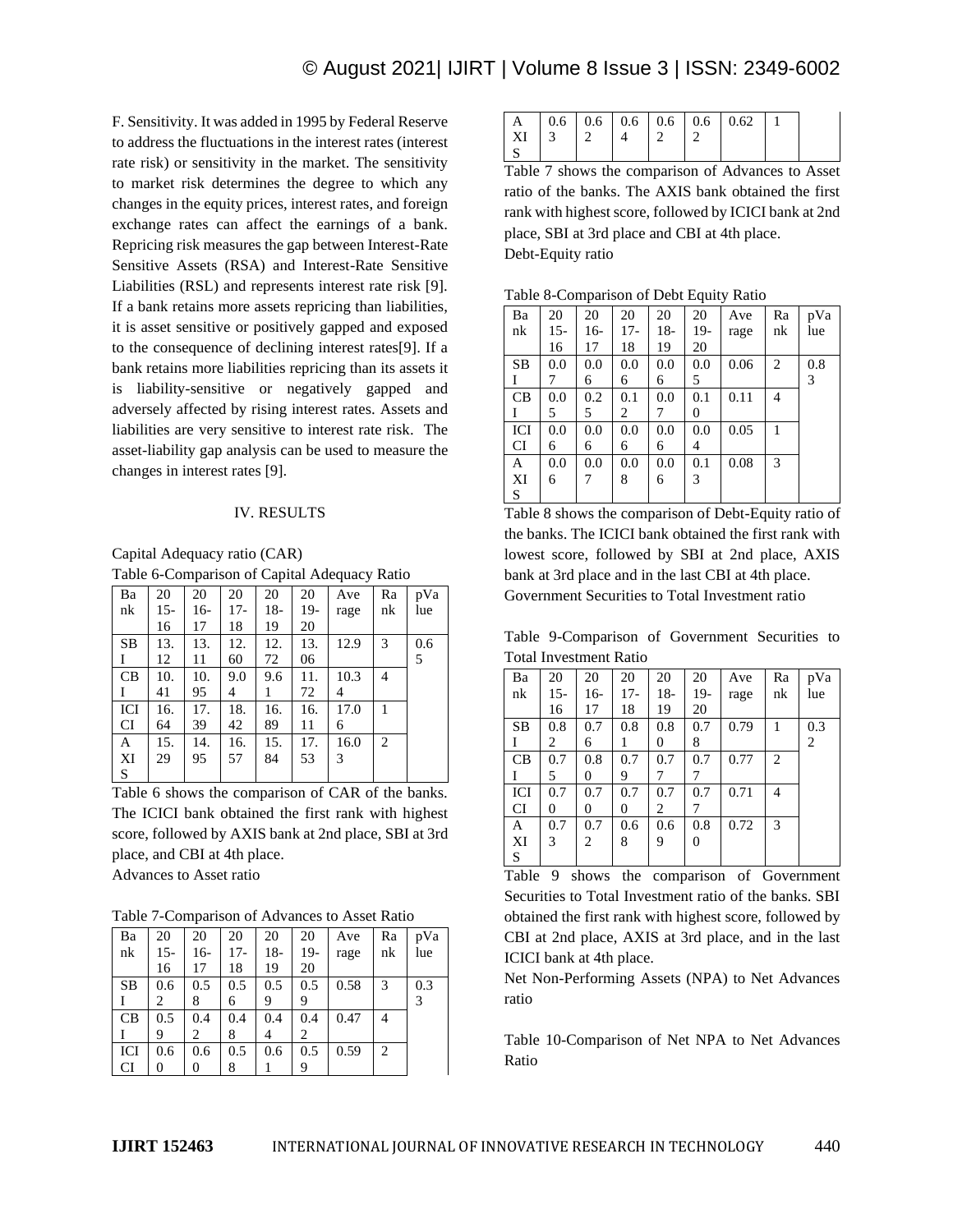F. Sensitivity. It was added in 1995 by Federal Reserve to address the fluctuations in the interest rates (interest rate risk) or sensitivity in the market. The sensitivity to market risk determines the degree to which any changes in the equity prices, interest rates, and foreign exchange rates can affect the earnings of a bank. Repricing risk measures the gap between Interest-Rate Sensitive Assets (RSA) and Interest-Rate Sensitive Liabilities (RSL) and represents interest rate risk [9]. If a bank retains more assets repricing than liabilities, it is asset sensitive or positively gapped and exposed to the consequence of declining interest rates[9]. If a bank retains more liabilities repricing than its assets it is liability-sensitive or negatively gapped and adversely affected by rising interest rates. Assets and liabilities are very sensitive to interest rate risk. The asset-liability gap analysis can be used to measure the changes in interest rates [9].

## IV. RESULTS

Capital Adequacy ratio (CAR)

Table 6-Comparison of Capital Adequacy Ratio

| Bank | 2015-16 | 2016-17 | 2017-18 | 2018-19 | 2019-20 | Average | Rank | pValue |
|---|---|---|---|---|---|---|---|---|
| SBI | 13.12 | 13.11 | 12.60 | 12.72 | 13.06 | 12.9 | 3 | 0.65 |
| CBI | 10.41 | 10.95 | 9.04 | 9.61 | 11.72 | 10.34 | 4 | |
| ICICI | 16.64 | 17.39 | 18.42 | 16.89 | 16.11 | 17.06 | 1 | |
| AXIS | 15.29 | 14.95 | 16.57 | 15.84 | 17.53 | 16.03 | 2 | |

Table 6 shows the comparison of CAR of the banks. The ICICI bank obtained the first rank with highest score, followed by AXIS bank at 2nd place, SBI at 3rd place, and CBI at 4th place.

Advances to Asset ratio

Table 7-Comparison of Advances to Asset Ratio

| Bank | 2015-16 | 2016-17 | 2017-18 | 2018-19 | 2019-20 | Average | Rank | pValue |
|---|---|---|---|---|---|---|---|---|
| SBI | 0.62 | 0.58 | 0.56 | 0.59 | 0.59 | 0.58 | 3 | 0.33 |
| CBI | 0.59 | 0.42 | 0.48 | 0.44 | 0.42 | 0.47 | 4 | |
| ICICI | 0.60 | 0.60 | 0.58 | 0.61 | 0.59 | 0.59 | 2 | |
| AXIS | 0.63 | 0.62 | 0.64 | 0.62 | 0.62 | 0.62 | 1 | |

Table 7 shows the comparison of Advances to Asset ratio of the banks. The AXIS bank obtained the first rank with highest score, followed by ICICI bank at 2nd place, SBI at 3rd place and CBI at 4th place.

Debt-Equity ratio

Table 8-Comparison of Debt Equity Ratio

| Bank | 2015-16 | 2016-17 | 2017-18 | 2018-19 | 2019-20 | Average | Rank | pValue |
|---|---|---|---|---|---|---|---|---|
| SBI | 0.07 | 0.06 | 0.06 | 0.06 | 0.05 | 0.06 | 2 | 0.83 |
| CBI | 0.05 | 0.25 | 0.12 | 0.07 | 0.10 | 0.11 | 4 | |
| ICICI | 0.06 | 0.06 | 0.06 | 0.06 | 0.04 | 0.05 | 1 | |
| AXIS | 0.06 | 0.07 | 0.08 | 0.06 | 0.13 | 0.08 | 3 | |

Table 8 shows the comparison of Debt-Equity ratio of the banks. The ICICI bank obtained the first rank with lowest score, followed by SBI at 2nd place, AXIS bank at 3rd place and in the last CBI at 4th place.

Government Securities to Total Investment ratio

Table 9-Comparison of Government Securities to Total Investment Ratio

| Bank | 2015-16 | 2016-17 | 2017-18 | 2018-19 | 2019-20 | Average | Rank | pValue |
|---|---|---|---|---|---|---|---|---|
| SBI | 0.82 | 0.76 | 0.81 | 0.80 | 0.78 | 0.79 | 1 | 0.32 |
| CBI | 0.75 | 0.80 | 0.79 | 0.77 | 0.77 | 0.77 | 2 | |
| ICICI | 0.70 | 0.70 | 0.70 | 0.72 | 0.77 | 0.71 | 4 | |
| AXIS | 0.73 | 0.72 | 0.68 | 0.69 | 0.80 | 0.72 | 3 | |

Table 9 shows the comparison of Government Securities to Total Investment ratio of the banks. SBI obtained the first rank with highest score, followed by CBI at 2nd place, AXIS at 3rd place, and in the last ICICI bank at 4th place.

Net Non-Performing Assets (NPA) to Net Advances ratio

Table 10-Comparison of Net NPA to Net Advances Ratio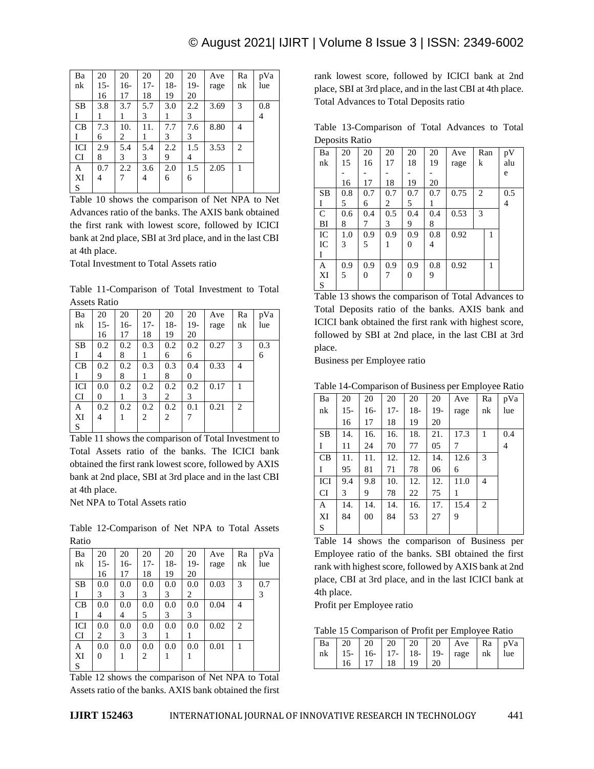| Bank | 2015-16 | 2016-17 | 2017-18 | 2018-19 | 2019-20 | Average | Rank | pValue |
|---|---|---|---|---|---|---|---|---|
| SBI | 3.81 | 3.71 | 5.73 | 3.01 | 2.23 | 3.69 | 3 | 0.84 |
| CBI | 7.36 | 10.2 | 11.1 | 7.73 | 7.63 | 8.80 | 4 | |
| ICICI | 2.98 | 5.43 | 5.43 | 2.29 | 1.54 | 3.53 | 2 | |
| AXIS | 0.74 | 2.27 | 3.64 | 2.06 | 1.56 | 2.05 | 1 | |

Table 10 shows the comparison of Net NPA to Net Advances ratio of the banks. The AXIS bank obtained the first rank with lowest score, followed by ICICI bank at 2nd place, SBI at 3rd place, and in the last CBI at 4th place.

Total Investment to Total Assets ratio

Table 11-Comparison of Total Investment to Total Assets Ratio

| Bank | 2015-16 | 2016-17 | 2017-18 | 2018-19 | 2019-20 | Average | Rank | pValue |
|---|---|---|---|---|---|---|---|---|
| SBI | 0.24 | 0.28 | 0.31 | 0.26 | 0.26 | 0.27 | 3 | 0.36 |
| CBI | 0.29 | 0.28 | 0.31 | 0.38 | 0.40 | 0.33 | 4 | |
| ICICI | 0.00 | 0.21 | 0.23 | 0.22 | 0.23 | 0.17 | 1 | |
| AXIS | 0.24 | 0.21 | 0.22 | 0.22 | 0.17 | 0.21 | 2 | |

Table 11 shows the comparison of Total Investment to Total Assets ratio of the banks. The ICICI bank obtained the first rank lowest score, followed by AXIS bank at 2nd place, SBI at 3rd place and in the last CBI at 4th place.

Net NPA to Total Assets ratio

Table 12-Comparison of Net NPA to Total Assets Ratio

| Bank | 2015-16 | 2016-17 | 2017-18 | 2018-19 | 2019-20 | Average | Rank | pValue |
|---|---|---|---|---|---|---|---|---|
| SBI | 0.03 | 0.03 | 0.03 | 0.03 | 0.02 | 0.03 | 3 | 0.73 |
| CBI | 0.04 | 0.04 | 0.05 | 0.03 | 0.03 | 0.04 | 4 | |
| ICICI | 0.02 | 0.03 | 0.03 | 0.01 | 0.01 | 0.02 | 2 | |
| AXIS | 0.00 | 0.01 | 0.02 | 0.01 | 0.01 | 0.01 | 1 | |

Table 12 shows the comparison of Net NPA to Total Assets ratio of the banks. AXIS bank obtained the first rank lowest score, followed by ICICI bank at 2nd place, SBI at 3rd place, and in the last CBI at 4th place.

Total Advances to Total Deposits ratio

Table 13-Comparison of Total Advances to Total Deposits Ratio

| Bank | 2015-16 | 2016-17 | 2017-18 | 2018-19 | 2019-20 | Average | Rank | pValue |
|---|---|---|---|---|---|---|---|---|
| SBI | 0.85 | 0.76 | 0.72 | 0.75 | 0.71 | 0.75 | 2 | 0.54 |
| CBI | 0.68 | 0.47 | 0.53 | 0.49 | 0.48 | 0.53 | 3 | |
| ICICI | 1.03 | 0.95 | 0.91 | 0.90 | 0.84 | 0.92 | 1 | |
| AXIS | 0.95 | 0.90 | 0.97 | 0.90 | 0.89 | 0.92 | 1 | |

Table 13 shows the comparison of Total Advances to Total Deposits ratio of the banks. AXIS bank and ICICI bank obtained the first rank with highest score, followed by SBI at 2nd place, in the last CBI at 3rd place.

Business per Employee ratio

Table 14-Comparison of Business per Employee Ratio

| Bank | 2015-16 | 2016-17 | 2017-18 | 2018-19 | 2019-20 | Average | Rank | pValue |
|---|---|---|---|---|---|---|---|---|
| SBI | 14.11 | 16.24 | 16.70 | 18.77 | 21.05 | 17.37 | 1 | 0.44 |
| CBI | 11.95 | 11.81 | 12.71 | 12.78 | 14.06 | 12.66 | 3 | |
| ICICI | 9.43 | 9.89 | 10.78 | 12.22 | 12.75 | 11.01 | 4 | |
| AXIS | 14.84 | 14.00 | 14.84 | 16.53 | 17.27 | 15.49 | 2 | |

Table 14 shows the comparison of Business per Employee ratio of the banks. SBI obtained the first rank with highest score, followed by AXIS bank at 2nd place, CBI at 3rd place, and in the last ICICI bank at 4th place.

Profit per Employee ratio

Table 15 Comparison of Profit per Employee Ratio

| Bank | 2015-16 | 2016-17 | 2017-18 | 2018-19 | 2019-20 | Average | Rank | pValue |
|---|---|---|---|---|---|---|---|---|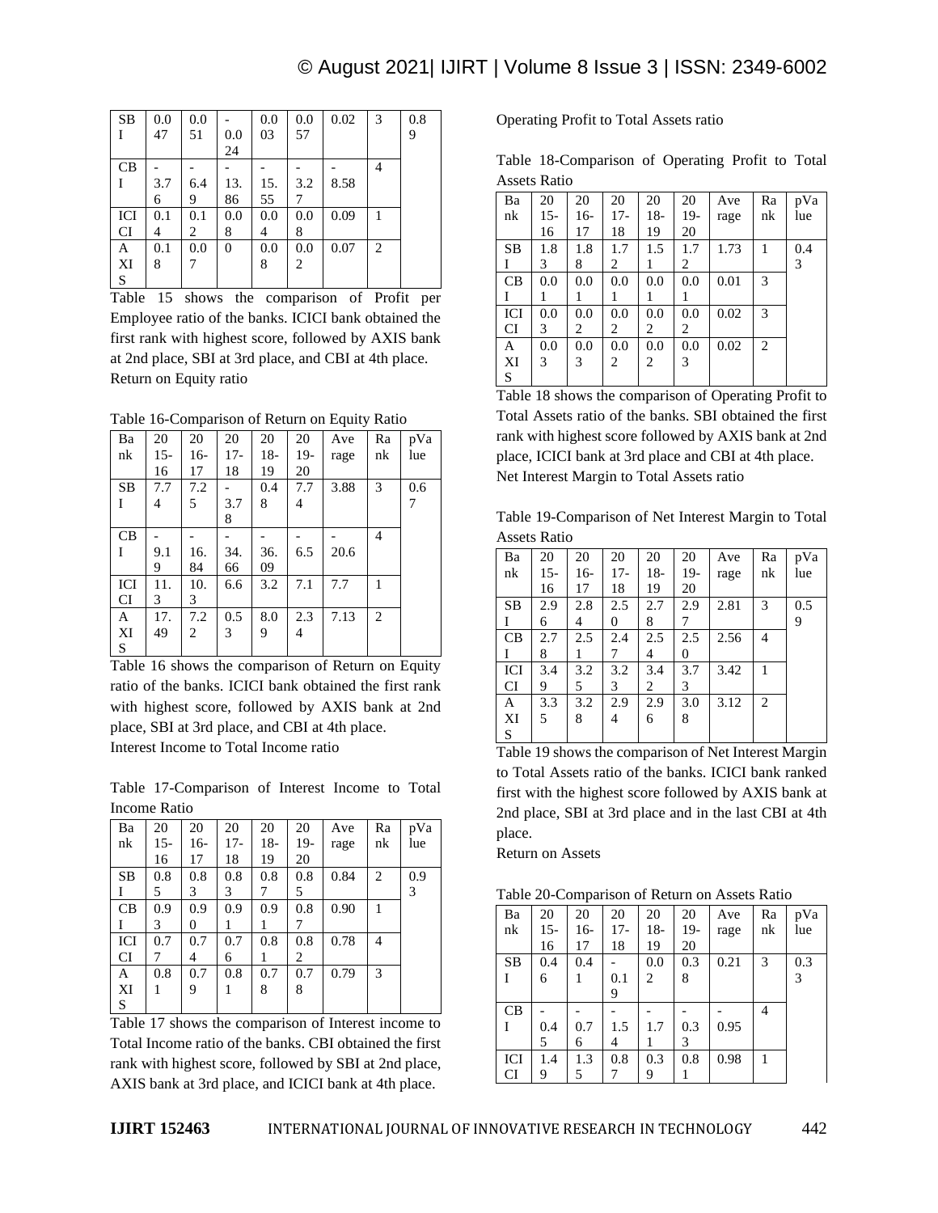| SBI | 0.047 | 0.051 | -0.024 | 0.003 | 0.057 | 0.02 | 3 | 0.89 |
|---|---|---|---|---|---|---|---|---|
| CBI | -3.76 | -6.49 | -13.86 | -15.55 | -3.27 | -8.58 | 4 | |
| ICICI | 0.14 | 0.12 | 0.08 | 0.04 | 0.08 | 0.09 | 1 | |
| AXIS | 0.18 | 0.07 | 0 | 0.08 | 0.02 | 0.07 | 2 | |

Table 15 shows the comparison of Profit per Employee ratio of the banks. ICICI bank obtained the first rank with highest score, followed by AXIS bank at 2nd place, SBI at 3rd place, and CBI at 4th place.

Return on Equity ratio

Table 16-Comparison of Return on Equity Ratio

| Bank | 2015-16 | 2016-17 | 2017-18 | 2018-19 | 2019-20 | Average | Rank | pValue |
|---|---|---|---|---|---|---|---|---|
| SBI | 7.74 | 7.25 | -3.78 | 0.48 | 7.74 | 3.88 | 3 | 0.67 |
| CBI | -9.19 | -16.84 | -34.66 | -36.09 | -6.5 | -20.6 | 4 | |
| ICICI | 11.3 | 10.3 | 6.6 | 3.2 | 7.1 | 7.7 | 1 | |
| AXIS | 17.49 | 7.22 | 0.53 | 8.09 | 2.34 | 7.13 | 2 | |

Table 16 shows the comparison of Return on Equity ratio of the banks. ICICI bank obtained the first rank with highest score, followed by AXIS bank at 2nd place, SBI at 3rd place, and CBI at 4th place.

Interest Income to Total Income ratio

Table 17-Comparison of Interest Income to Total Income Ratio

| Bank | 2015-16 | 2016-17 | 2017-18 | 2018-19 | 2019-20 | Average | Rank | pValue |
|---|---|---|---|---|---|---|---|---|
| SBI | 0.85 | 0.83 | 0.83 | 0.87 | 0.85 | 0.84 | 2 | 0.93 |
| CBI | 0.93 | 0.90 | 0.91 | 0.91 | 0.87 | 0.90 | 1 | |
| ICICI | 0.77 | 0.74 | 0.76 | 0.81 | 0.82 | 0.78 | 4 | |
| AXIS | 0.81 | 0.79 | 0.81 | 0.78 | 0.78 | 0.79 | 3 | |

Table 17 shows the comparison of Interest income to Total Income ratio of the banks. CBI obtained the first rank with highest score, followed by SBI at 2nd place, AXIS bank at 3rd place, and ICICI bank at 4th place.

Operating Profit to Total Assets ratio

Table 18-Comparison of Operating Profit to Total Assets Ratio

| Bank | 2015-16 | 2016-17 | 2017-18 | 2018-19 | 2019-20 | Average | Rank | pValue |
|---|---|---|---|---|---|---|---|---|
| SBI | 1.83 | 1.88 | 1.72 | 1.51 | 1.72 | 1.73 | 1 | 0.43 |
| CBI | 0.01 | 0.01 | 0.01 | 0.01 | 0.01 | 0.01 | 3 | |
| ICICI | 0.03 | 0.02 | 0.02 | 0.02 | 0.02 | 0.02 | 3 | |
| AXIS | 0.03 | 0.03 | 0.02 | 0.02 | 0.03 | 0.02 | 2 | |

Table 18 shows the comparison of Operating Profit to Total Assets ratio of the banks. SBI obtained the first rank with highest score followed by AXIS bank at 2nd place, ICICI bank at 3rd place and CBI at 4th place.

Net Interest Margin to Total Assets ratio

Table 19-Comparison of Net Interest Margin to Total Assets Ratio

| Bank | 2015-16 | 2016-17 | 2017-18 | 2018-19 | 2019-20 | Average | Rank | pValue |
|---|---|---|---|---|---|---|---|---|
| SBI | 2.96 | 2.84 | 2.50 | 2.78 | 2.97 | 2.81 | 3 | 0.59 |
| CBI | 2.78 | 2.51 | 2.47 | 2.54 | 2.50 | 2.56 | 4 | |
| ICICI | 3.49 | 3.25 | 3.23 | 3.42 | 3.73 | 3.42 | 1 | |
| AXIS | 3.35 | 3.28 | 2.94 | 2.96 | 3.08 | 3.12 | 2 | |

Table 19 shows the comparison of Net Interest Margin to Total Assets ratio of the banks. ICICI bank ranked first with the highest score followed by AXIS bank at 2nd place, SBI at 3rd place and in the last CBI at 4th place.

Return on Assets

Table 20-Comparison of Return on Assets Ratio

| Bank | 2015-16 | 2016-17 | 2017-18 | 2018-19 | 2019-20 | Average | Rank | pValue |
|---|---|---|---|---|---|---|---|---|
| SBI | 0.46 | 0.41 | -0.19 | 0.02 | 0.38 | 0.21 | 3 | 0.33 |
| CBI | -0.45 | -0.76 | -1.54 | -1.71 | -0.33 | -0.95 | 4 | |
| ICICI | 1.49 | 1.35 | 0.87 | 0.39 | 0.81 | 0.98 | 1 | |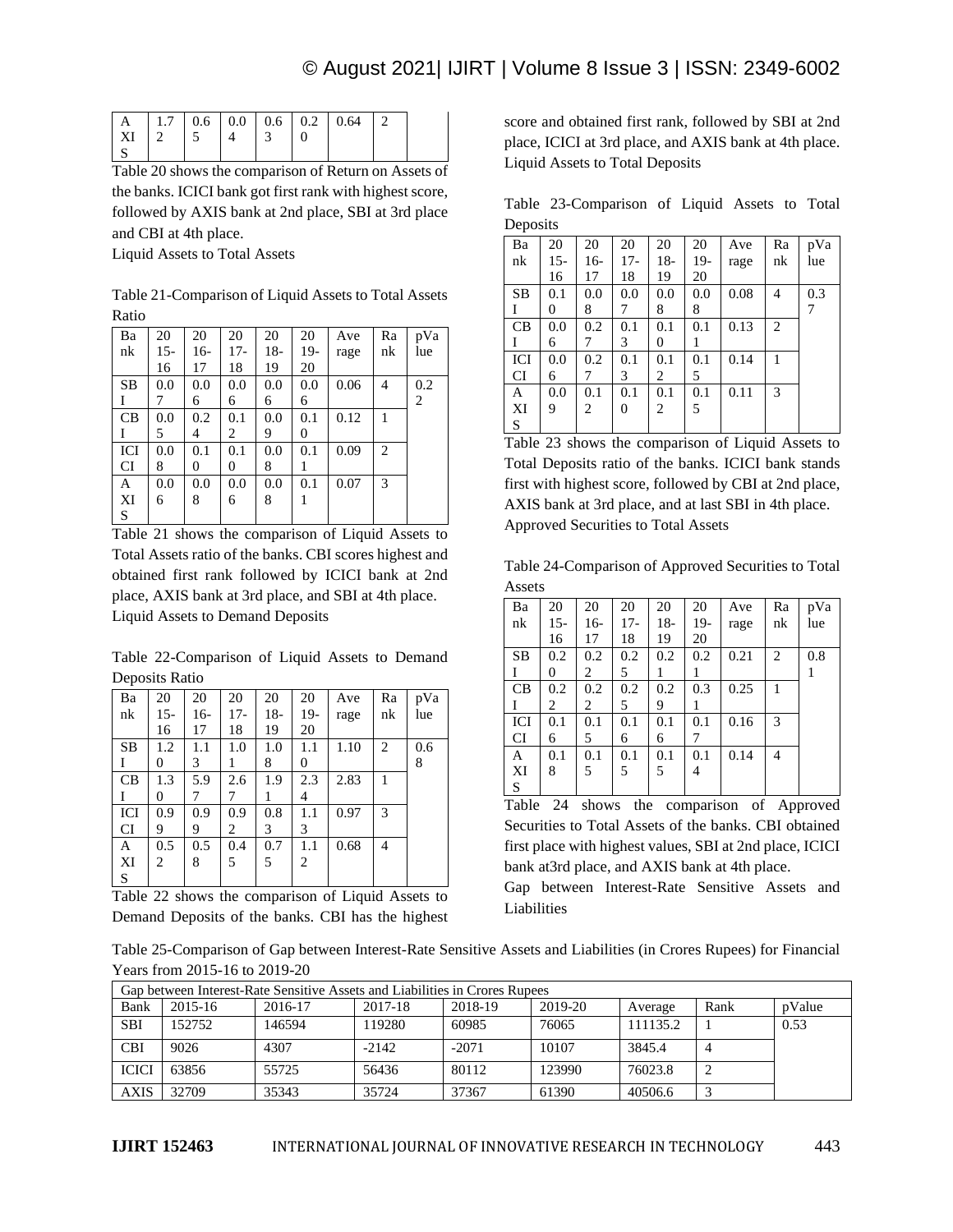| AXIS | 1.72 | 0.65 | 0.04 | 0.63 | 0.20 | 0.64 | 2 | |
|---|---|---|---|---|---|---|---|---|

Table 20 shows the comparison of Return on Assets of the banks. ICICI bank got first rank with highest score, followed by AXIS bank at 2nd place, SBI at 3rd place and CBI at 4th place.

Liquid Assets to Total Assets

Table 21-Comparison of Liquid Assets to Total Assets Ratio

| Bank | 2015-16 | 2016-17 | 2017-18 | 2018-19 | 2019-20 | Average | Rank | pValue |
|---|---|---|---|---|---|---|---|---|
| SBI | 0.07 | 0.06 | 0.06 | 0.06 | 0.06 | 0.06 | 4 | 0.22 |
| CBI | 0.05 | 0.24 | 0.12 | 0.09 | 0.10 | 0.12 | 1 | |
| ICICI | 0.08 | 0.10 | 0.10 | 0.08 | 0.11 | 0.09 | 2 | |
| AXIS | 0.06 | 0.08 | 0.06 | 0.08 | 0.11 | 0.07 | 3 | |

Table 21 shows the comparison of Liquid Assets to Total Assets ratio of the banks. CBI scores highest and obtained first rank followed by ICICI bank at 2nd place, AXIS bank at 3rd place, and SBI at 4th place.

Liquid Assets to Demand Deposits

Table 22-Comparison of Liquid Assets to Demand Deposits Ratio

| Bank | 2015-16 | 2016-17 | 2017-18 | 2018-19 | 2019-20 | Average | Rank | pValue |
|---|---|---|---|---|---|---|---|---|
| SBI | 1.20 | 1.13 | 1.01 | 1.08 | 1.10 | 1.10 | 2 | 0.68 |
| CBI | 1.30 | 5.97 | 2.67 | 1.91 | 2.34 | 2.83 | 1 | |
| ICICI | 0.99 | 0.99 | 0.92 | 0.83 | 1.13 | 0.97 | 3 | |
| AXIS | 0.52 | 0.58 | 0.45 | 0.75 | 1.12 | 0.68 | 4 | |

Table 22 shows the comparison of Liquid Assets to Demand Deposits of the banks. CBI has the highest score and obtained first rank, followed by SBI at 2nd place, ICICI at 3rd place, and AXIS bank at 4th place.

Liquid Assets to Total Deposits

Table 23-Comparison of Liquid Assets to Total Deposits

| Bank | 2015-16 | 2016-17 | 2017-18 | 2018-19 | 2019-20 | Average | Rank | pValue |
|---|---|---|---|---|---|---|---|---|
| SBI | 0.10 | 0.08 | 0.07 | 0.08 | 0.08 | 0.08 | 4 | 0.37 |
| CBI | 0.06 | 0.27 | 0.13 | 0.10 | 0.11 | 0.13 | 2 | |
| ICICI | 0.06 | 0.27 | 0.13 | 0.12 | 0.15 | 0.14 | 1 | |
| AXIS | 0.09 | 0.12 | 0.10 | 0.12 | 0.15 | 0.11 | 3 | |

Table 23 shows the comparison of Liquid Assets to Total Deposits ratio of the banks. ICICI bank stands first with highest score, followed by CBI at 2nd place, AXIS bank at 3rd place, and at last SBI in 4th place.

Approved Securities to Total Assets

Table 24-Comparison of Approved Securities to Total Assets

| Bank | 2015-16 | 2016-17 | 2017-18 | 2018-19 | 2019-20 | Average | Rank | pValue |
|---|---|---|---|---|---|---|---|---|
| SBI | 0.20 | 0.22 | 0.25 | 0.21 | 0.21 | 0.21 | 2 | 0.81 |
| CBI | 0.22 | 0.22 | 0.25 | 0.29 | 0.31 | 0.25 | 1 | |
| ICICI | 0.16 | 0.15 | 0.16 | 0.16 | 0.17 | 0.16 | 3 | |
| AXIS | 0.18 | 0.15 | 0.15 | 0.15 | 0.14 | 0.14 | 4 | |

Table 24 shows the comparison of Approved Securities to Total Assets of the banks. CBI obtained first place with highest values, SBI at 2nd place, ICICI bank at3rd place, and AXIS bank at 4th place.

Gap between Interest-Rate Sensitive Assets and Liabilities

Table 25-Comparison of Gap between Interest-Rate Sensitive Assets and Liabilities (in Crores Rupees) for Financial Years from 2015-16 to 2019-20

| Gap between Interest-Rate Sensitive Assets and Liabilities in Crores Rupees | | | | | | | | |
|---|---|---|---|---|---|---|---|---|
| Bank | 2015-16 | 2016-17 | 2017-18 | 2018-19 | 2019-20 | Average | Rank | pValue |
| SBI | 152752 | 146594 | 119280 | 60985 | 76065 | 111135.2 | 1 | 0.53 |
| CBI | 9026 | 4307 | -2142 | -2071 | 10107 | 3845.4 | 4 | |
| ICICI | 63856 | 55725 | 56436 | 80112 | 123990 | 76023.8 | 2 | |
| AXIS | 32709 | 35343 | 35724 | 37367 | 61390 | 40506.6 | 3 | |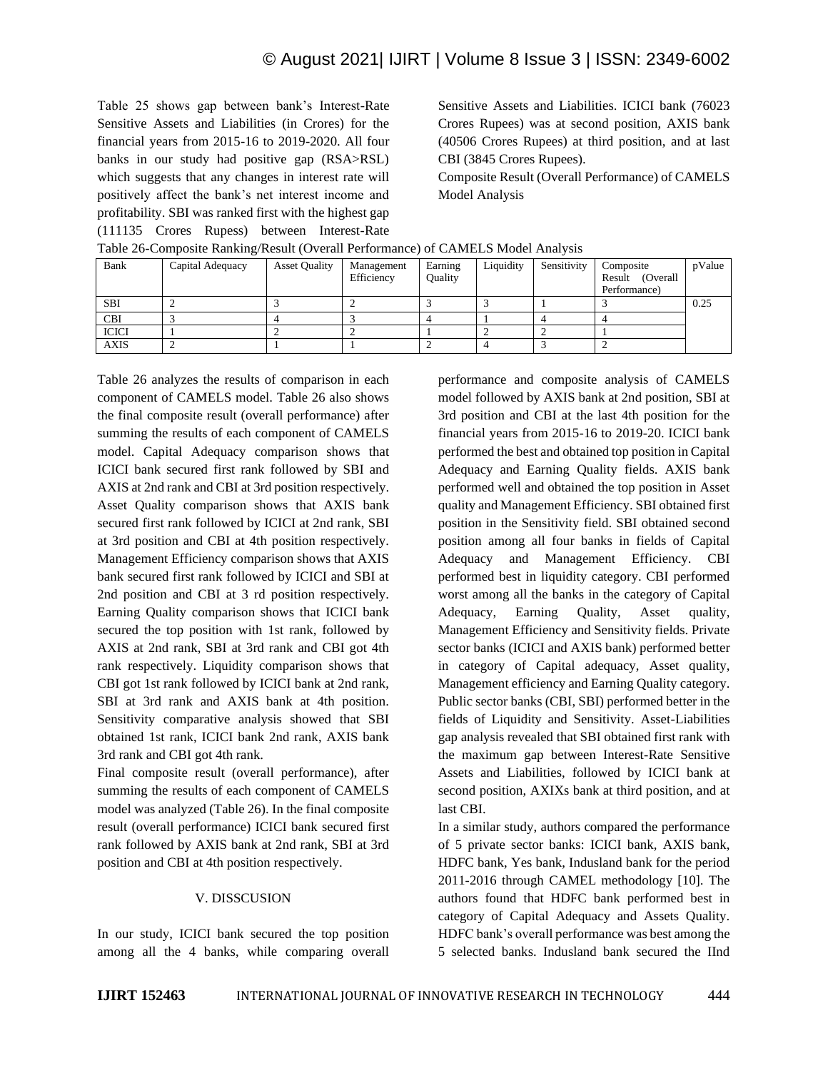Table 25 shows gap between bank's Interest-Rate Sensitive Assets and Liabilities (in Crores) for the financial years from 2015-16 to 2019-2020. All four banks in our study had positive gap (RSA>RSL) which suggests that any changes in interest rate will positively affect the bank's net interest income and profitability. SBI was ranked first with the highest gap (111135 Crores Rupess) between Interest-Rate Sensitive Assets and Liabilities. ICICI bank (76023 Crores Rupees) was at second position, AXIS bank (40506 Crores Rupees) at third position, and at last CBI (3845 Crores Rupees).

Composite Result (Overall Performance) of CAMELS Model Analysis

Table 26-Composite Ranking/Result (Overall Performance) of CAMELS Model Analysis

| Bank | Capital Adequacy | Asset Quality | Management Efficiency | Earning Quality | Liquidity | Sensitivity | Composite Result (Overall Performance) | pValue |
|---|---|---|---|---|---|---|---|---|
| SBI | 2 | 3 | 2 | 3 | 3 | 1 | 3 | 0.25 |
| CBI | 3 | 4 | 3 | 4 | 1 | 4 | 4 | |
| ICICI | 1 | 2 | 2 | 1 | 2 | 2 | 1 | |
| AXIS | 2 | 1 | 1 | 2 | 4 | 3 | 2 | |

Table 26 analyzes the results of comparison in each component of CAMELS model. Table 26 also shows the final composite result (overall performance) after summing the results of each component of CAMELS model. Capital Adequacy comparison shows that ICICI bank secured first rank followed by SBI and AXIS at 2nd rank and CBI at 3rd position respectively. Asset Quality comparison shows that AXIS bank secured first rank followed by ICICI at 2nd rank, SBI at 3rd position and CBI at 4th position respectively. Management Efficiency comparison shows that AXIS bank secured first rank followed by ICICI and SBI at 2nd position and CBI at 3 rd position respectively. Earning Quality comparison shows that ICICI bank secured the top position with 1st rank, followed by AXIS at 2nd rank, SBI at 3rd rank and CBI got 4th rank respectively. Liquidity comparison shows that CBI got 1st rank followed by ICICI bank at 2nd rank, SBI at 3rd rank and AXIS bank at 4th position. Sensitivity comparative analysis showed that SBI obtained 1st rank, ICICI bank 2nd rank, AXIS bank 3rd rank and CBI got 4th rank.

Final composite result (overall performance), after summing the results of each component of CAMELS model was analyzed (Table 26). In the final composite result (overall performance) ICICI bank secured first rank followed by AXIS bank at 2nd rank, SBI at 3rd position and CBI at 4th position respectively.

## V. DISSCUSION

In our study, ICICI bank secured the top position among all the 4 banks, while comparing overall performance and composite analysis of CAMELS model followed by AXIS bank at 2nd position, SBI at 3rd position and CBI at the last 4th position for the financial years from 2015-16 to 2019-20. ICICI bank performed the best and obtained top position in Capital Adequacy and Earning Quality fields. AXIS bank performed well and obtained the top position in Asset quality and Management Efficiency. SBI obtained first position in the Sensitivity field. SBI obtained second position among all four banks in fields of Capital Adequacy and Management Efficiency. CBI performed best in liquidity category. CBI performed worst among all the banks in the category of Capital Adequacy, Earning Quality, Asset quality, Management Efficiency and Sensitivity fields. Private sector banks (ICICI and AXIS bank) performed better in category of Capital adequacy, Asset quality, Management efficiency and Earning Quality category. Public sector banks (CBI, SBI) performed better in the fields of Liquidity and Sensitivity. Asset-Liabilities gap analysis revealed that SBI obtained first rank with the maximum gap between Interest-Rate Sensitive Assets and Liabilities, followed by ICICI bank at second position, AXIXs bank at third position, and at last CBI.

In a similar study, authors compared the performance of 5 private sector banks: ICICI bank, AXIS bank, HDFC bank, Yes bank, Indusland bank for the period 2011-2016 through CAMEL methodology [10]. The authors found that HDFC bank performed best in category of Capital Adequacy and Assets Quality. HDFC bank's overall performance was best among the 5 selected banks. Indusland bank secured the IInd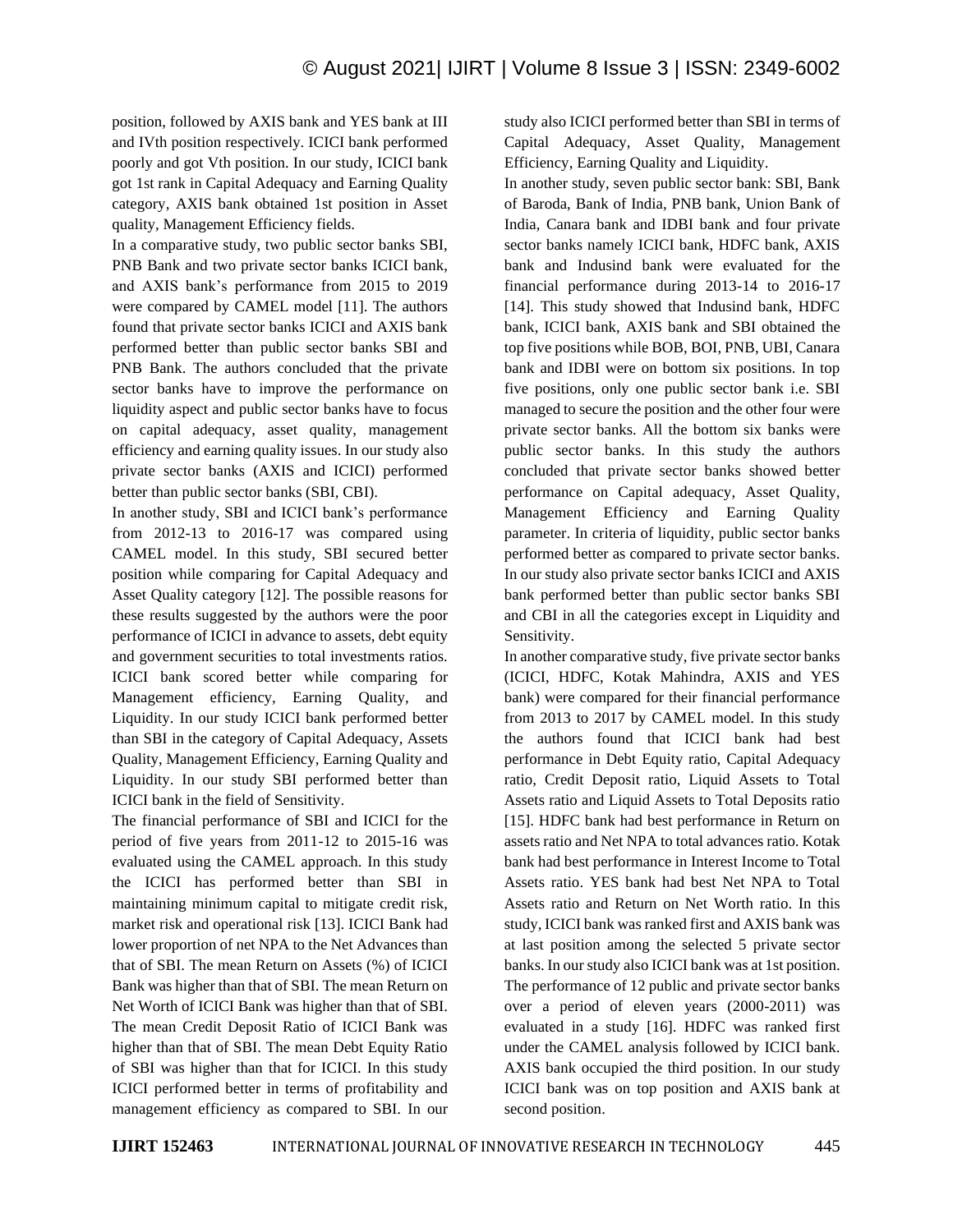position, followed by AXIS bank and YES bank at III and IVth position respectively. ICICI bank performed poorly and got Vth position. In our study, ICICI bank got 1st rank in Capital Adequacy and Earning Quality category, AXIS bank obtained 1st position in Asset quality, Management Efficiency fields.

In a comparative study, two public sector banks SBI, PNB Bank and two private sector banks ICICI bank, and AXIS bank's performance from 2015 to 2019 were compared by CAMEL model [11]. The authors found that private sector banks ICICI and AXIS bank performed better than public sector banks SBI and PNB Bank. The authors concluded that the private sector banks have to improve the performance on liquidity aspect and public sector banks have to focus on capital adequacy, asset quality, management efficiency and earning quality issues. In our study also private sector banks (AXIS and ICICI) performed better than public sector banks (SBI, CBI).

In another study, SBI and ICICI bank's performance from 2012-13 to 2016-17 was compared using CAMEL model. In this study, SBI secured better position while comparing for Capital Adequacy and Asset Quality category [12]. The possible reasons for these results suggested by the authors were the poor performance of ICICI in advance to assets, debt equity and government securities to total investments ratios. ICICI bank scored better while comparing for Management efficiency, Earning Quality, and Liquidity. In our study ICICI bank performed better than SBI in the category of Capital Adequacy, Assets Quality, Management Efficiency, Earning Quality and Liquidity. In our study SBI performed better than ICICI bank in the field of Sensitivity.

The financial performance of SBI and ICICI for the period of five years from 2011-12 to 2015-16 was evaluated using the CAMEL approach. In this study the ICICI has performed better than SBI in maintaining minimum capital to mitigate credit risk, market risk and operational risk [13]. ICICI Bank had lower proportion of net NPA to the Net Advances than that of SBI. The mean Return on Assets (%) of ICICI Bank was higher than that of SBI. The mean Return on Net Worth of ICICI Bank was higher than that of SBI. The mean Credit Deposit Ratio of ICICI Bank was higher than that of SBI. The mean Debt Equity Ratio of SBI was higher than that for ICICI. In this study ICICI performed better in terms of profitability and management efficiency as compared to SBI. In our study also ICICI performed better than SBI in terms of Capital Adequacy, Asset Quality, Management Efficiency, Earning Quality and Liquidity.

In another study, seven public sector bank: SBI, Bank of Baroda, Bank of India, PNB bank, Union Bank of India, Canara bank and IDBI bank and four private sector banks namely ICICI bank, HDFC bank, AXIS bank and Indusind bank were evaluated for the financial performance during 2013-14 to 2016-17 [14]. This study showed that Indusind bank, HDFC bank, ICICI bank, AXIS bank and SBI obtained the top five positions while BOB, BOI, PNB, UBI, Canara bank and IDBI were on bottom six positions. In top five positions, only one public sector bank i.e. SBI managed to secure the position and the other four were private sector banks. All the bottom six banks were public sector banks. In this study the authors concluded that private sector banks showed better performance on Capital adequacy, Asset Quality, Management Efficiency and Earning Quality parameter. In criteria of liquidity, public sector banks performed better as compared to private sector banks. In our study also private sector banks ICICI and AXIS bank performed better than public sector banks SBI and CBI in all the categories except in Liquidity and Sensitivity.

In another comparative study, five private sector banks (ICICI, HDFC, Kotak Mahindra, AXIS and YES bank) were compared for their financial performance from 2013 to 2017 by CAMEL model. In this study the authors found that ICICI bank had best performance in Debt Equity ratio, Capital Adequacy ratio, Credit Deposit ratio, Liquid Assets to Total Assets ratio and Liquid Assets to Total Deposits ratio [15]. HDFC bank had best performance in Return on assets ratio and Net NPA to total advances ratio. Kotak bank had best performance in Interest Income to Total Assets ratio. YES bank had best Net NPA to Total Assets ratio and Return on Net Worth ratio. In this study, ICICI bank was ranked first and AXIS bank was at last position among the selected 5 private sector banks. In our study also ICICI bank was at 1st position.

The performance of 12 public and private sector banks over a period of eleven years (2000-2011) was evaluated in a study [16]. HDFC was ranked first under the CAMEL analysis followed by ICICI bank. AXIS bank occupied the third position. In our study ICICI bank was on top position and AXIS bank at second position.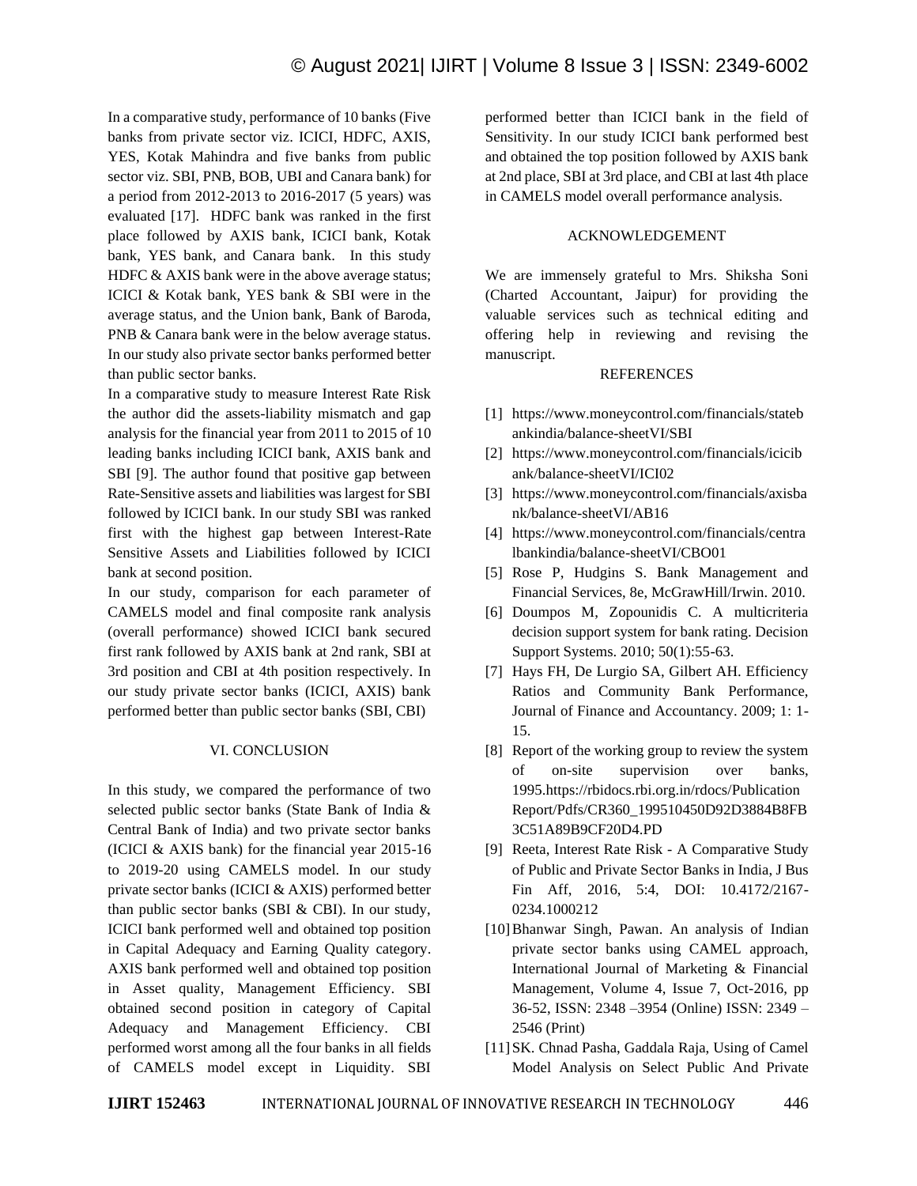In a comparative study, performance of 10 banks (Five banks from private sector viz. ICICI, HDFC, AXIS, YES, Kotak Mahindra and five banks from public sector viz. SBI, PNB, BOB, UBI and Canara bank) for a period from 2012-2013 to 2016-2017 (5 years) was evaluated [17]. HDFC bank was ranked in the first place followed by AXIS bank, ICICI bank, Kotak bank, YES bank, and Canara bank. In this study HDFC & AXIS bank were in the above average status; ICICI & Kotak bank, YES bank & SBI were in the average status, and the Union bank, Bank of Baroda, PNB & Canara bank were in the below average status. In our study also private sector banks performed better than public sector banks.

In a comparative study to measure Interest Rate Risk the author did the assets-liability mismatch and gap analysis for the financial year from 2011 to 2015 of 10 leading banks including ICICI bank, AXIS bank and SBI [9]. The author found that positive gap between Rate-Sensitive assets and liabilities was largest for SBI followed by ICICI bank. In our study SBI was ranked first with the highest gap between Interest-Rate Sensitive Assets and Liabilities followed by ICICI bank at second position.

In our study, comparison for each parameter of CAMELS model and final composite rank analysis (overall performance) showed ICICI bank secured first rank followed by AXIS bank at 2nd rank, SBI at 3rd position and CBI at 4th position respectively. In our study private sector banks (ICICI, AXIS) bank performed better than public sector banks (SBI, CBI)

## VI. CONCLUSION

In this study, we compared the performance of two selected public sector banks (State Bank of India & Central Bank of India) and two private sector banks (ICICI & AXIS bank) for the financial year 2015-16 to 2019-20 using CAMELS model. In our study private sector banks (ICICI & AXIS) performed better than public sector banks (SBI & CBI). In our study, ICICI bank performed well and obtained top position in Capital Adequacy and Earning Quality category. AXIS bank performed well and obtained top position in Asset quality, Management Efficiency. SBI obtained second position in category of Capital Adequacy and Management Efficiency. CBI performed worst among all the four banks in all fields of CAMELS model except in Liquidity. SBI performed better than ICICI bank in the field of Sensitivity. In our study ICICI bank performed best and obtained the top position followed by AXIS bank at 2nd place, SBI at 3rd place, and CBI at last 4th place in CAMELS model overall performance analysis.

## ACKNOWLEDGEMENT

We are immensely grateful to Mrs. Shiksha Soni (Charted Accountant, Jaipur) for providing the valuable services such as technical editing and offering help in reviewing and revising the manuscript.

## REFERENCES

[1] https://www.moneycontrol.com/financials/statebankindia/balance-sheetVI/SBI

[2] https://www.moneycontrol.com/financials/icicibank/balance-sheetVI/ICI02

[3] https://www.moneycontrol.com/financials/axisbank/balance-sheetVI/AB16

[4] https://www.moneycontrol.com/financials/centralbankindia/balance-sheetVI/CBO01

[5] Rose P, Hudgins S. Bank Management and Financial Services, 8e, McGrawHill/Irwin. 2010.

[6] Doumpos M, Zopounidis C. A multicriteria decision support system for bank rating. Decision Support Systems. 2010; 50(1):55-63.

[7] Hays FH, De Lurgio SA, Gilbert AH. Efficiency Ratios and Community Bank Performance, Journal of Finance and Accountancy. 2009; 1: 1-15.

[8] Report of the working group to review the system of on-site supervision over banks, 1995.https://rbidocs.rbi.org.in/rdocs/PublicationReport/Pdfs/CR360_199510450D92D3884B8FB3C51A89B9CF20D4.PD

[9] Reeta, Interest Rate Risk - A Comparative Study of Public and Private Sector Banks in India, J Bus Fin Aff, 2016, 5:4, DOI: 10.4172/2167-0234.1000212

[10] Bhanwar Singh, Pawan. An analysis of Indian private sector banks using CAMEL approach, International Journal of Marketing & Financial Management, Volume 4, Issue 7, Oct-2016, pp 36-52, ISSN: 2348 –3954 (Online) ISSN: 2349 – 2546 (Print)

[11] SK. Chnad Pasha, Gaddala Raja, Using of Camel Model Analysis on Select Public And Private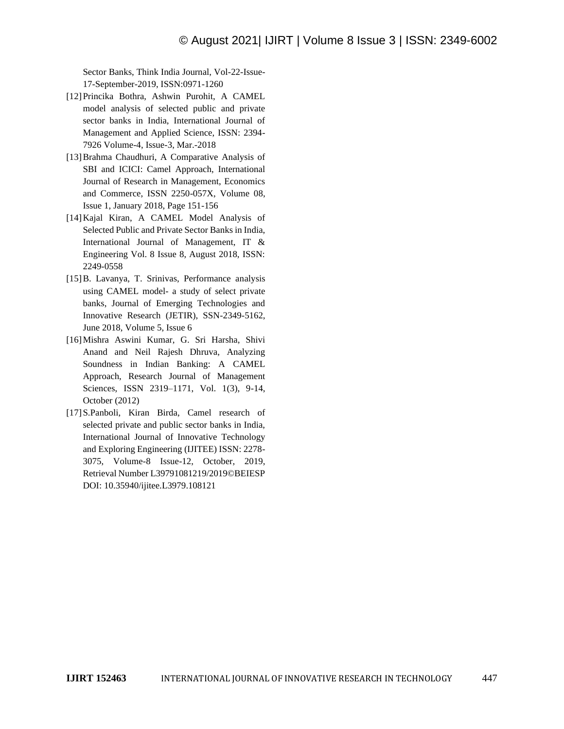Sector Banks, Think India Journal, Vol-22-Issue-17-September-2019, ISSN:0971-1260

[12] Princika Bothra, Ashwin Purohit, A CAMEL model analysis of selected public and private sector banks in India, International Journal of Management and Applied Science, ISSN: 2394-7926 Volume-4, Issue-3, Mar.-2018

[13] Brahma Chaudhuri, A Comparative Analysis of SBI and ICICI: Camel Approach, International Journal of Research in Management, Economics and Commerce, ISSN 2250-057X, Volume 08, Issue 1, January 2018, Page 151-156

[14] Kajal Kiran, A CAMEL Model Analysis of Selected Public and Private Sector Banks in India, International Journal of Management, IT & Engineering Vol. 8 Issue 8, August 2018, ISSN: 2249-0558

[15] B. Lavanya, T. Srinivas, Performance analysis using CAMEL model- a study of select private banks, Journal of Emerging Technologies and Innovative Research (JETIR), SSN-2349-5162, June 2018, Volume 5, Issue 6

[16] Mishra Aswini Kumar, G. Sri Harsha, Shivi Anand and Neil Rajesh Dhruva, Analyzing Soundness in Indian Banking: A CAMEL Approach, Research Journal of Management Sciences, ISSN 2319–1171, Vol. 1(3), 9-14, October (2012)

[17] S.Panboli, Kiran Birda, Camel research of selected private and public sector banks in India, International Journal of Innovative Technology and Exploring Engineering (IJITEE) ISSN: 2278-3075, Volume-8 Issue-12, October, 2019, Retrieval Number L39791081219/2019©BEIESP DOI: 10.35940/ijitee.L3979.108121